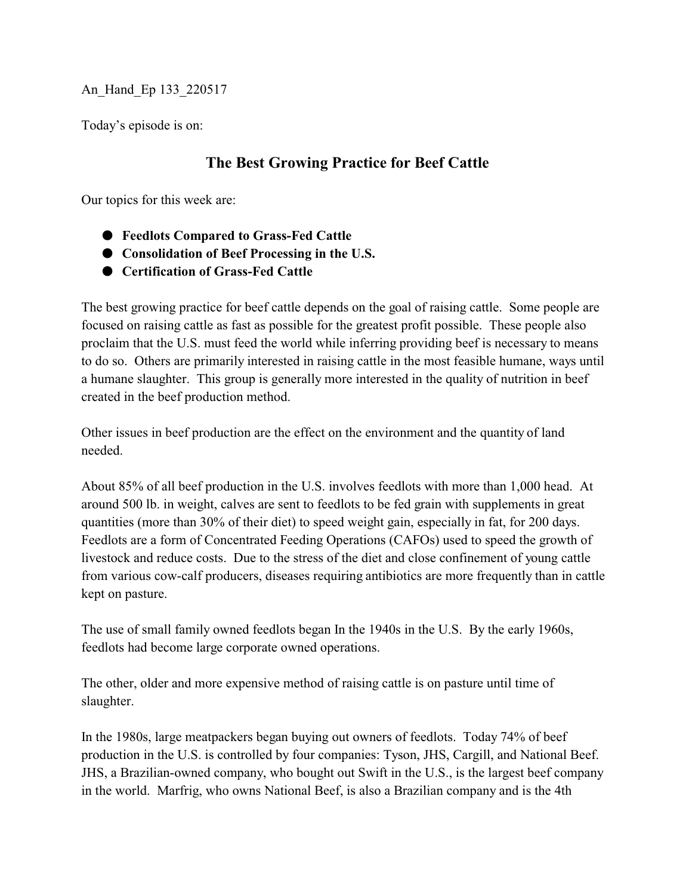An_Hand_Ep 133_220517

Today's episode is on:

# The Best Growing Practice for Beef Cattle

Our topics for this week are:

- **Feedlots Compared to Grass-Fed Cattle**
- **Consolidation of Beef Processing in the U.S.**
- **Certification of Grass-Fed Cattle**

The best growing practice for beef cattle depends on the goal of raising cattle. Some people are focused on raising cattle as fast as possible for the greatest profit possible. These people also proclaim that the U.S. must feed the world while inferring providing beef is necessary to means to do so. Others are primarily interested in raising cattle in the most feasible humane, ways until a humane slaughter. This group is generally more interested in the quality of nutrition in beef created in the beef production method.

Other issues in beef production are the effect on the environment and the quantity of land needed.

About 85% of all beef production in the U.S. involves feedlots with more than 1,000 head. At around 500 lb. in weight, calves are sent to feedlots to be fed grain with supplements in great quantities (more than 30% of their diet) to speed weight gain, especially in fat, for 200 days. Feedlots are a form of Concentrated Feeding Operations (CAFOs) used to speed the growth of livestock and reduce costs. Due to the stress of the diet and close confinement of young cattle from various cow-calf producers, diseases requiring antibiotics are more frequently than in cattle kept on pasture.

The use of small family owned feedlots began In the 1940s in the U.S. By the early 1960s, feedlots had become large corporate owned operations.

The other, older and more expensive method of raising cattle is on pasture until time of slaughter.

In the 1980s, large meatpackers began buying out owners of feedlots. Today 74% of beef production in the U.S. is controlled by four companies: Tyson, JHS, Cargill, and National Beef. JHS, a Brazilian-owned company, who bought out Swift in the U.S., is the largest beef company in the world. Marfrig, who owns National Beef, is also a Brazilian company and is the 4th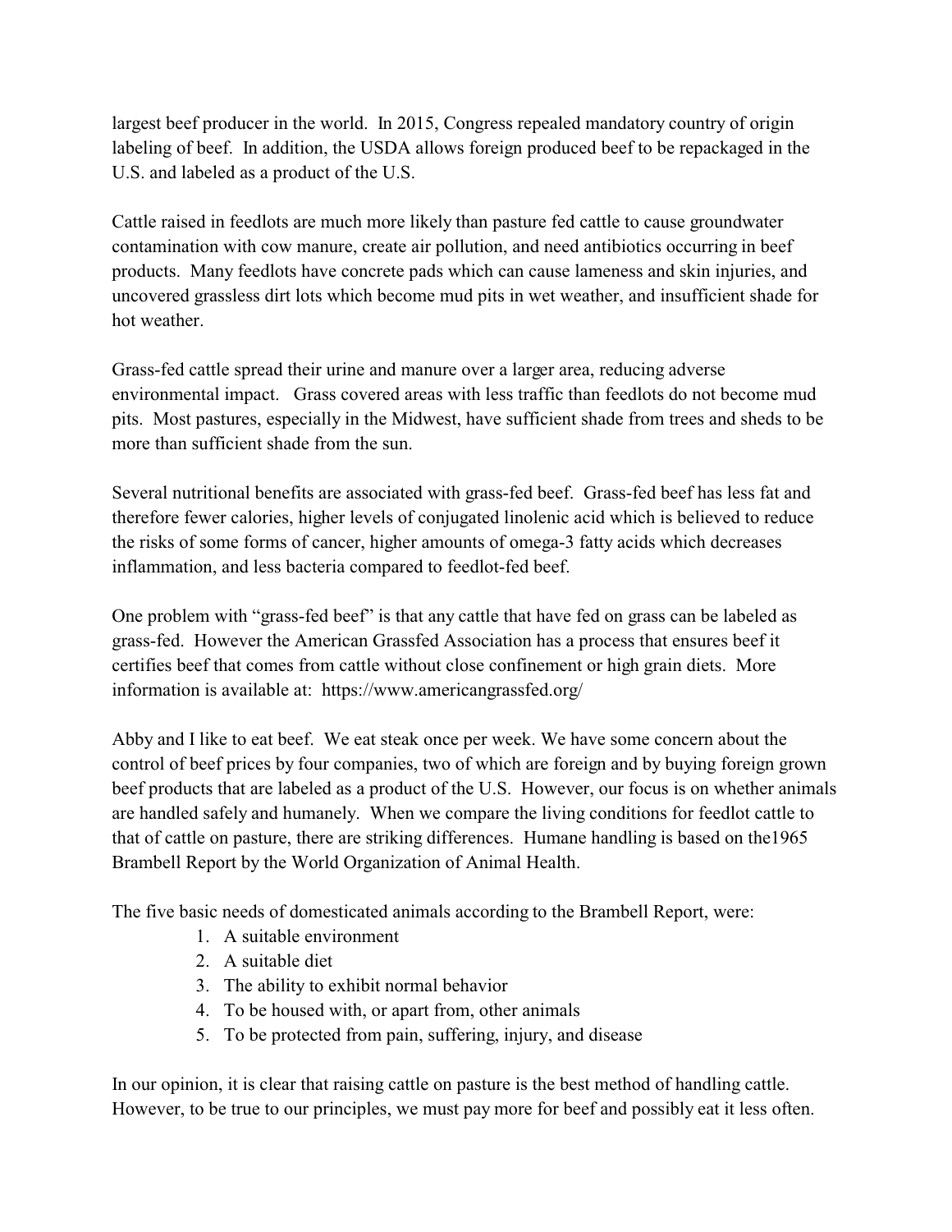largest beef producer in the world. In 2015, Congress repealed mandatory country of origin labeling of beef. In addition, the USDA allows foreign produced beef to be repackaged in the U.S. and labeled as a product of the U.S.

Cattle raised in feedlots are much more likely than pasture fed cattle to cause groundwater contamination with cow manure, create air pollution, and need antibiotics occurring in beef products. Many feedlots have concrete pads which can cause lameness and skin injuries, and uncovered grassless dirt lots which become mud pits in wet weather, and insufficient shade for hot weather.

Grass-fed cattle spread their urine and manure over a larger area, reducing adverse environmental impact. Grass covered areas with less traffic than feedlots do not become mud pits. Most pastures, especially in the Midwest, have sufficient shade from trees and sheds to be more than sufficient shade from the sun.

Several nutritional benefits are associated with grass-fed beef. Grass-fed beef has less fat and therefore fewer calories, higher levels of conjugated linolenic acid which is believed to reduce the risks of some forms of cancer, higher amounts of omega-3 fatty acids which decreases inflammation, and less bacteria compared to feedlot-fed beef.

One problem with "grass-fed beef" is that any cattle that have fed on grass can be labeled as grass-fed. However the American Grassfed Association has a process that ensures beef it certifies beef that comes from cattle without close confinement or high grain diets. More information is available at: https://www.americangrassfed.org/

Abby and I like to eat beef. We eat steak once per week. We have some concern about the control of beef prices by four companies, two of which are foreign and by buying foreign grown beef products that are labeled as a product of the U.S. However, our focus is on whether animals are handled safely and humanely. When we compare the living conditions for feedlot cattle to that of cattle on pasture, there are striking differences. Humane handling is based on the1965 Brambell Report by the World Organization of Animal Health.

The five basic needs of domesticated animals according to the Brambell Report, were:

1. A suitable environment
2. A suitable diet
3. The ability to exhibit normal behavior
4. To be housed with, or apart from, other animals
5. To be protected from pain, suffering, injury, and disease

In our opinion, it is clear that raising cattle on pasture is the best method of handling cattle. However, to be true to our principles, we must pay more for beef and possibly eat it less often.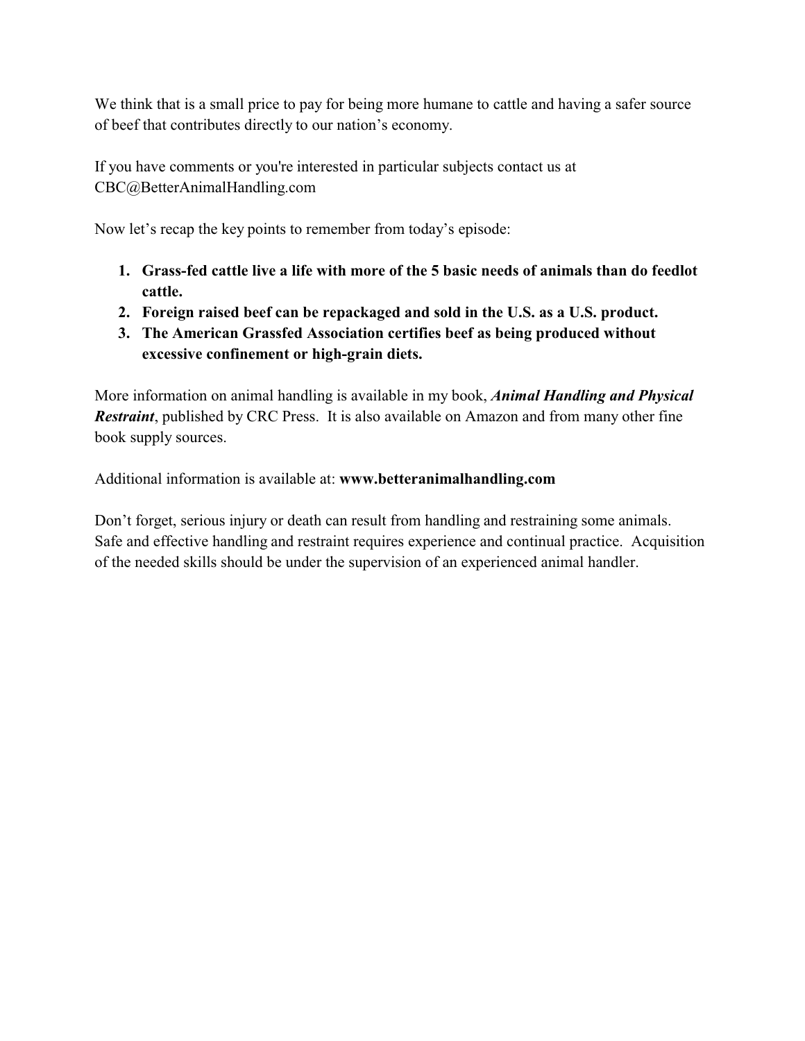We think that is a small price to pay for being more humane to cattle and having a safer source of beef that contributes directly to our nation's economy.

If you have comments or you're interested in particular subjects contact us at CBC@BetterAnimalHandling.com

Now let's recap the key points to remember from today's episode:

1. **Grass-fed cattle live a life with more of the 5 basic needs of animals than do feedlot cattle.**
2. **Foreign raised beef can be repackaged and sold in the U.S. as a U.S. product.**
3. **The American Grassfed Association certifies beef as being produced without excessive confinement or high-grain diets.**

More information on animal handling is available in my book, ***Animal Handling and Physical Restraint***, published by CRC Press. It is also available on Amazon and from many other fine book supply sources.

Additional information is available at: **www.betteranimalhandling.com**

Don't forget, serious injury or death can result from handling and restraining some animals. Safe and effective handling and restraint requires experience and continual practice. Acquisition of the needed skills should be under the supervision of an experienced animal handler.